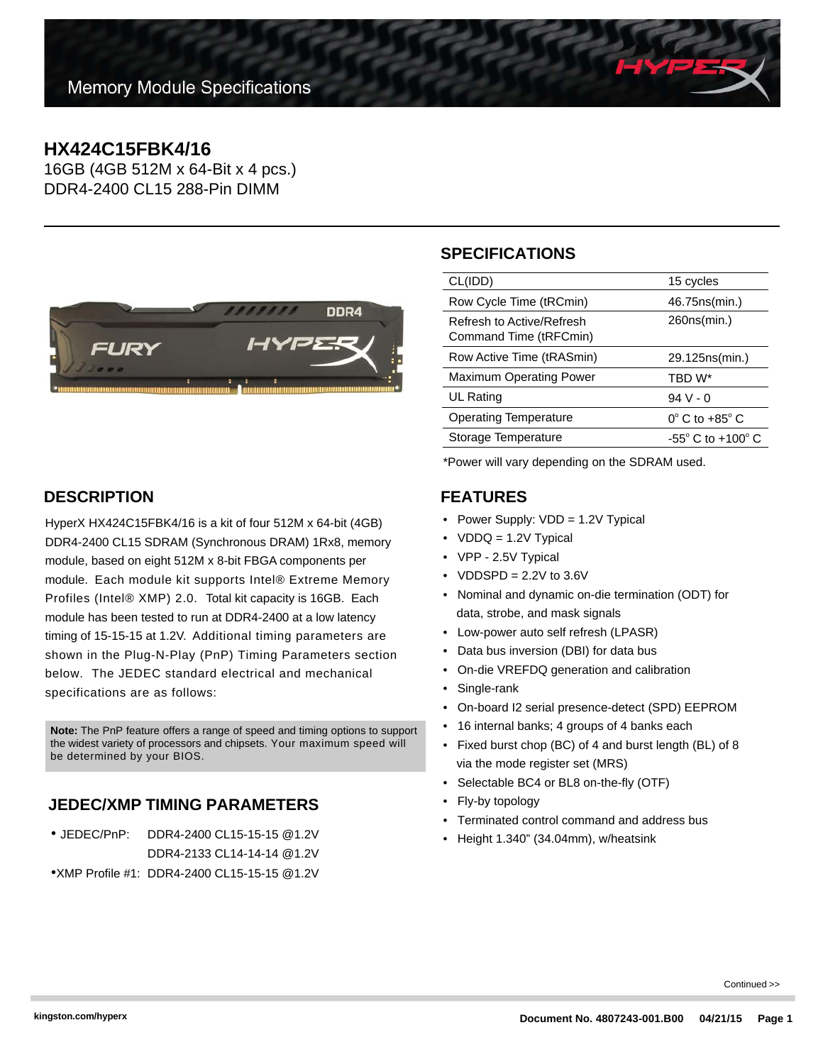Memory Module Specifications

# HX424C15FBK4/16

16GB (4GB 512M x 64-Bit x 4 pcs.)
DDR4-2400 CL15 288-Pin DIMM

## SPECIFICATIONS

| | |
|---|---|
| CL(IDD) | 15 cycles |
| Row Cycle Time (tRCmin) | 46.75ns(min.) |
| Refresh to Active/Refresh Command Time (tRFCmin) | 260ns(min.) |
| Row Active Time (tRASmin) | 29.125ns(min.) |
| Maximum Operating Power | TBD W* |
| UL Rating | 94 V - 0 |
| Operating Temperature | 0° C to +85° C |
| Storage Temperature | -55° C to +100° C |

*Power will vary depending on the SDRAM used.

## DESCRIPTION

HyperX HX424C15FBK4/16 is a kit of four 512M x 64-bit (4GB) DDR4-2400 CL15 SDRAM (Synchronous DRAM) 1Rx8, memory module, based on eight 512M x 8-bit FBGA components per module. Each module kit supports Intel® Extreme Memory Profiles (Intel® XMP) 2.0. Total kit capacity is 16GB. Each module has been tested to run at DDR4-2400 at a low latency timing of 15-15-15 at 1.2V. Additional timing parameters are shown in the Plug-N-Play (PnP) Timing Parameters section below. The JEDEC standard electrical and mechanical specifications are as follows:

**Note:** The PnP feature offers a range of speed and timing options to support the widest variety of processors and chipsets. Your maximum speed will be determined by your BIOS.

## JEDEC/XMP TIMING PARAMETERS

- JEDEC/PnP: DDR4-2400 CL15-15-15 @1.2V
  DDR4-2133 CL14-14-14 @1.2V
- XMP Profile #1: DDR4-2400 CL15-15-15 @1.2V

## FEATURES

- Power Supply: VDD = 1.2V Typical
- VDDQ = 1.2V Typical
- VPP - 2.5V Typical
- VDDSPD = 2.2V to 3.6V
- Nominal and dynamic on-die termination (ODT) for data, strobe, and mask signals
- Low-power auto self refresh (LPASR)
- Data bus inversion (DBI) for data bus
- On-die VREFDQ generation and calibration
- Single-rank
- On-board I2 serial presence-detect (SPD) EEPROM
- 16 internal banks; 4 groups of 4 banks each
- Fixed burst chop (BC) of 4 and burst length (BL) of 8 via the mode register set (MRS)
- Selectable BC4 or BL8 on-the-fly (OTF)
- Fly-by topology
- Terminated control command and address bus
- Height 1.340" (34.04mm), w/heatsink

Continued >>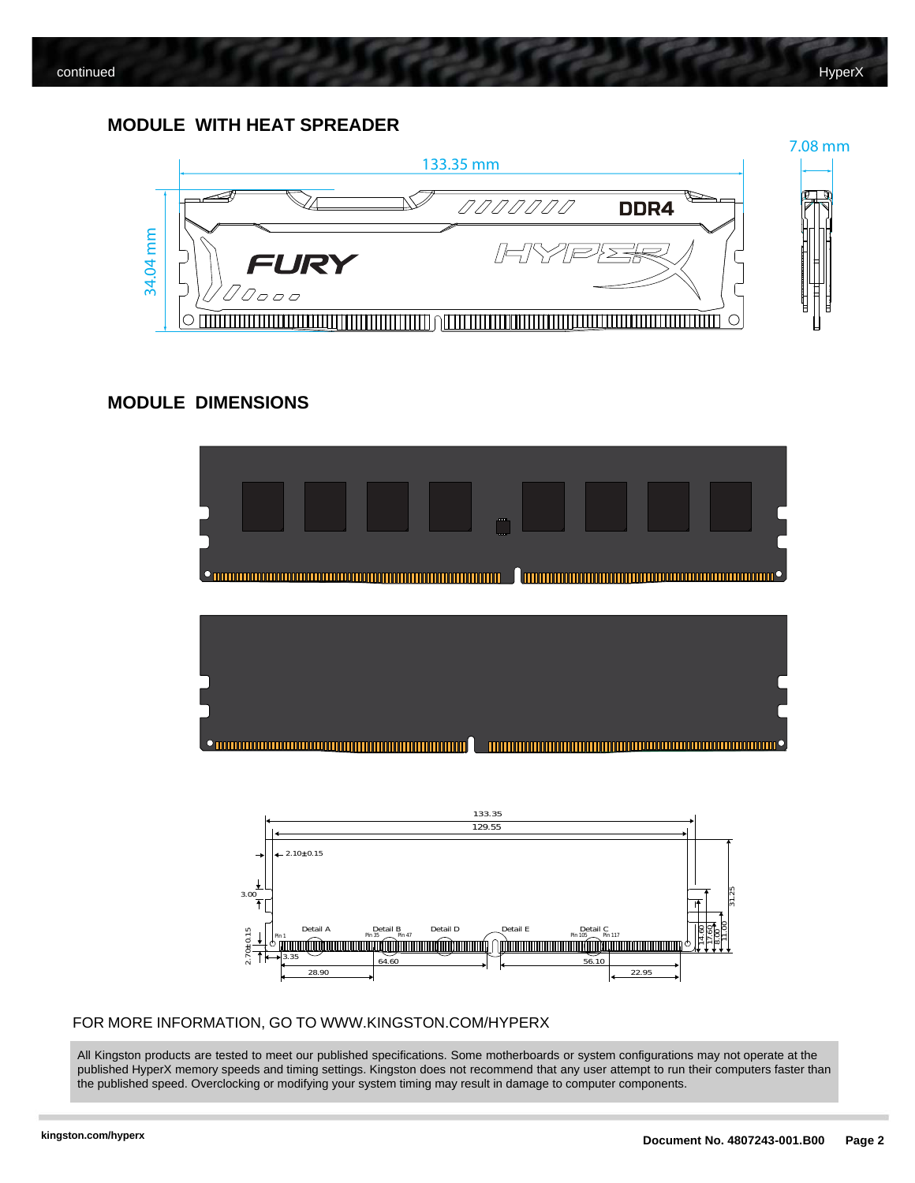## MODULE WITH HEAT SPREADER

133.35 mm

7.08 mm

34.04 mm

## MODULE DIMENSIONS

133.35

129.55

2.10±0.15

3.00

31.25

2.70±0.15

Detail A

Detail B

Detail D

Detail E

Detail C

Pin 1

Pin 35

Pin 47

Pin 105

Pin 117

14.60

17.60

8.00

11.00

3.35

64.60

56.10

28.90

22.95

FOR MORE INFORMATION, GO TO WWW.KINGSTON.COM/HYPERX

All Kingston products are tested to meet our published specifications. Some motherboards or system configurations may not operate at the published HyperX memory speeds and timing settings. Kingston does not recommend that any user attempt to run their computers faster than the published speed. Overclocking or modifying your system timing may result in damage to computer components.

Document No. 4807243-001.B00